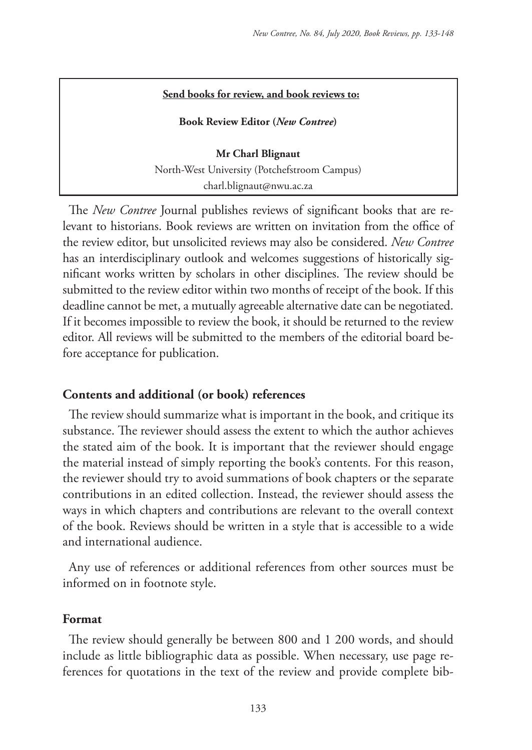**Send books for review, and book reviews to:**

**Book Review Editor (*New Contree*)**

**Mr Charl Blignaut**
North-West University (Potchefstroom Campus)
charl.blignaut@nwu.ac.za

The *New Contree* Journal publishes reviews of significant books that are relevant to historians. Book reviews are written on invitation from the office of the review editor, but unsolicited reviews may also be considered. *New Contree* has an interdisciplinary outlook and welcomes suggestions of historically significant works written by scholars in other disciplines. The review should be submitted to the review editor within two months of receipt of the book. If this deadline cannot be met, a mutually agreeable alternative date can be negotiated. If it becomes impossible to review the book, it should be returned to the review editor. All reviews will be submitted to the members of the editorial board before acceptance for publication.

## Contents and additional (or book) references

The review should summarize what is important in the book, and critique its substance. The reviewer should assess the extent to which the author achieves the stated aim of the book. It is important that the reviewer should engage the material instead of simply reporting the book's contents. For this reason, the reviewer should try to avoid summations of book chapters or the separate contributions in an edited collection. Instead, the reviewer should assess the ways in which chapters and contributions are relevant to the overall context of the book. Reviews should be written in a style that is accessible to a wide and international audience.

Any use of references or additional references from other sources must be informed on in footnote style.

## Format

The review should generally be between 800 and 1 200 words, and should include as little bibliographic data as possible. When necessary, use page references for quotations in the text of the review and provide complete bib-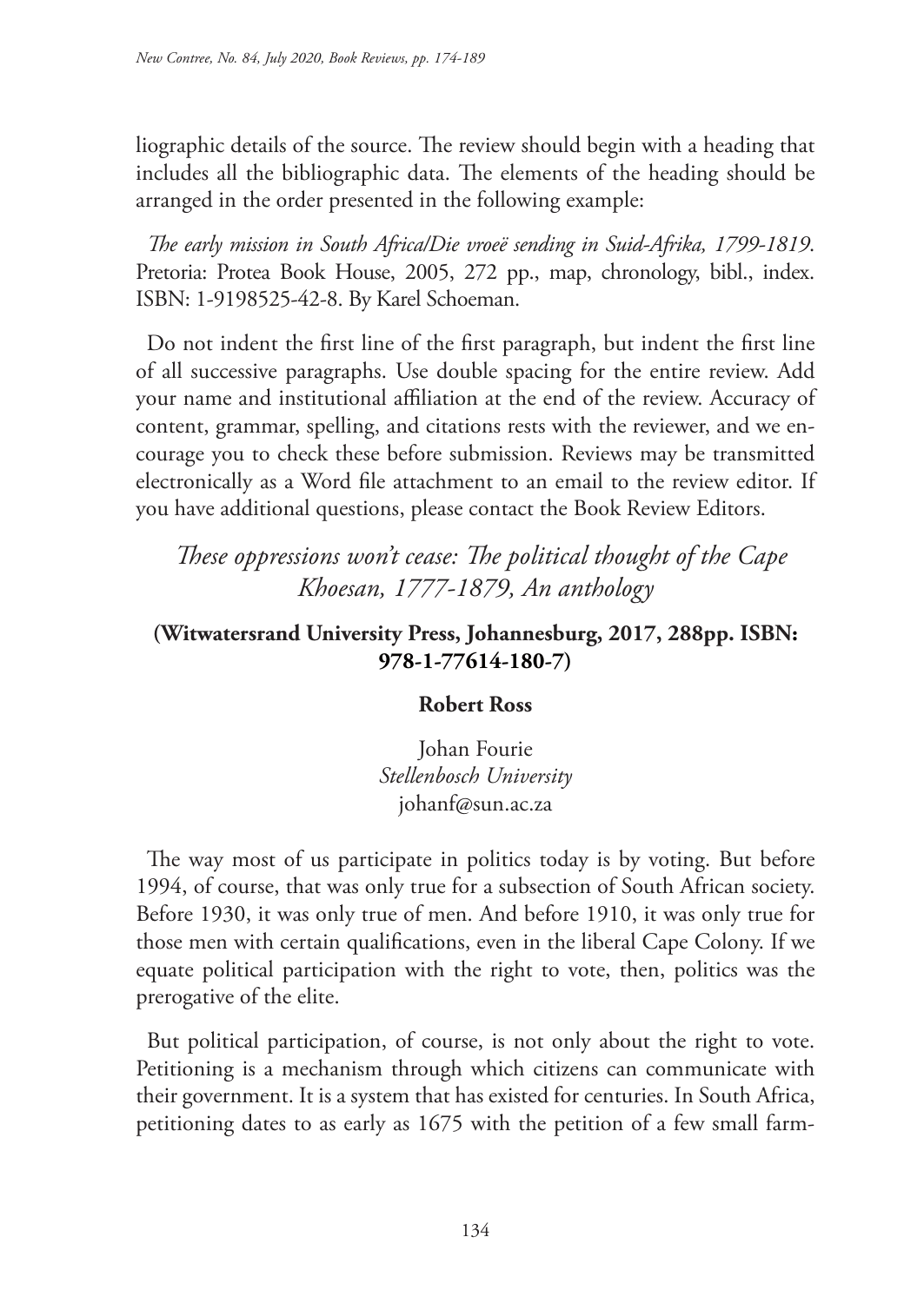liographic details of the source. The review should begin with a heading that includes all the bibliographic data. The elements of the heading should be arranged in the order presented in the following example:

*The early mission in South Africa/Die vroeë sending in Suid-Afrika, 1799-1819*. Pretoria: Protea Book House, 2005, 272 pp., map, chronology, bibl., index. ISBN: 1-9198525-42-8. By Karel Schoeman.

Do not indent the first line of the first paragraph, but indent the first line of all successive paragraphs. Use double spacing for the entire review. Add your name and institutional affiliation at the end of the review. Accuracy of content, grammar, spelling, and citations rests with the reviewer, and we encourage you to check these before submission. Reviews may be transmitted electronically as a Word file attachment to an email to the review editor. If you have additional questions, please contact the Book Review Editors.

## *These oppressions won't cease: The political thought of the Cape Khoesan, 1777-1879, An anthology*

**(Witwatersrand University Press, Johannesburg, 2017, 288pp. ISBN: 978-1-77614-180-7)**

**Robert Ross**

Johan Fourie
*Stellenbosch University*
johanf@sun.ac.za

The way most of us participate in politics today is by voting. But before 1994, of course, that was only true for a subsection of South African society. Before 1930, it was only true of men. And before 1910, it was only true for those men with certain qualifications, even in the liberal Cape Colony. If we equate political participation with the right to vote, then, politics was the prerogative of the elite.

But political participation, of course, is not only about the right to vote. Petitioning is a mechanism through which citizens can communicate with their government. It is a system that has existed for centuries. In South Africa, petitioning dates to as early as 1675 with the petition of a few small farm-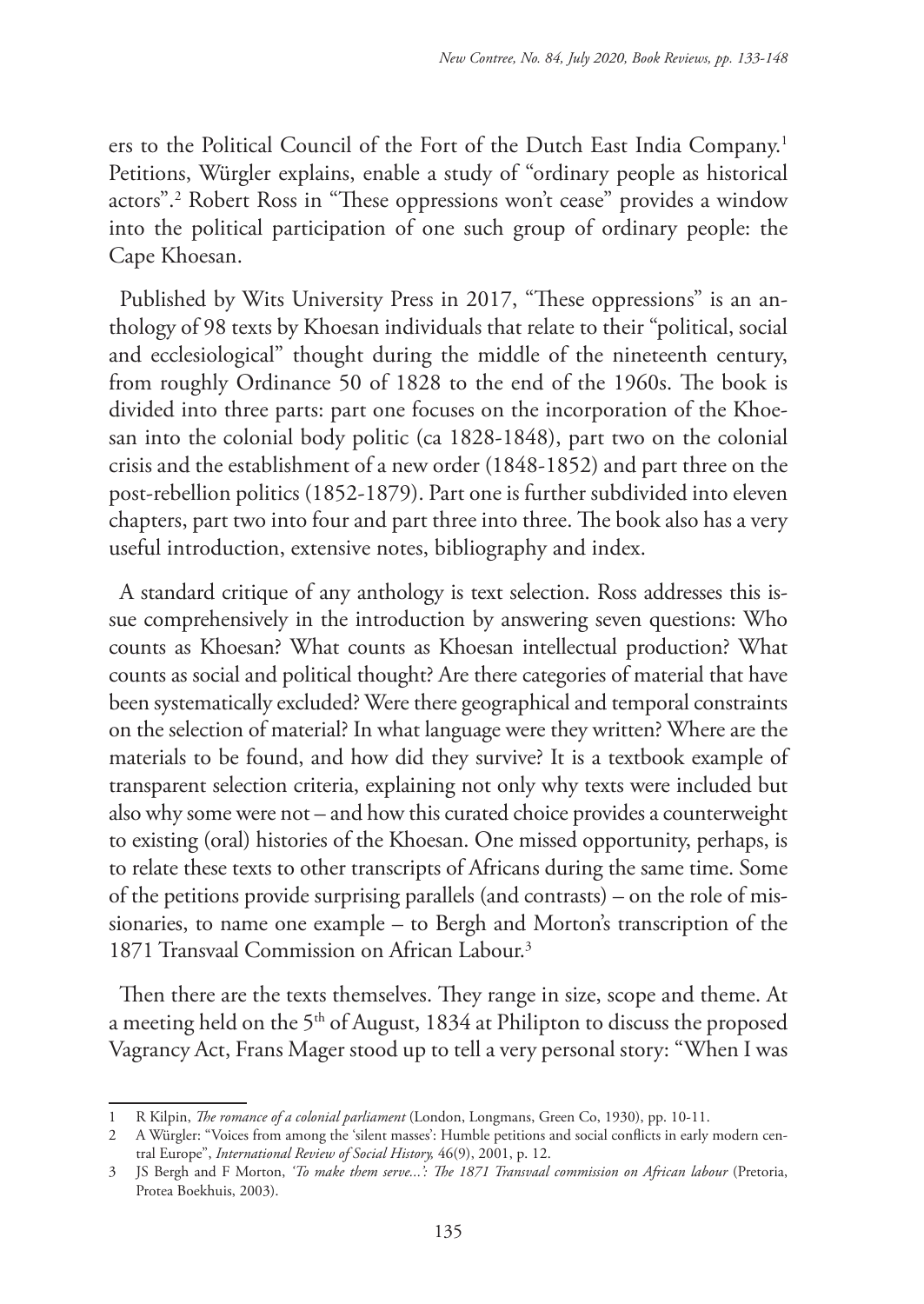ers to the Political Council of the Fort of the Dutch East India Company.[1] Petitions, Würgler explains, enable a study of "ordinary people as historical actors".[2] Robert Ross in "These oppressions won't cease" provides a window into the political participation of one such group of ordinary people: the Cape Khoesan.

Published by Wits University Press in 2017, "These oppressions" is an anthology of 98 texts by Khoesan individuals that relate to their "political, social and ecclesiological" thought during the middle of the nineteenth century, from roughly Ordinance 50 of 1828 to the end of the 1960s. The book is divided into three parts: part one focuses on the incorporation of the Khoesan into the colonial body politic (ca 1828-1848), part two on the colonial crisis and the establishment of a new order (1848-1852) and part three on the post-rebellion politics (1852-1879). Part one is further subdivided into eleven chapters, part two into four and part three into three. The book also has a very useful introduction, extensive notes, bibliography and index.

A standard critique of any anthology is text selection. Ross addresses this issue comprehensively in the introduction by answering seven questions: Who counts as Khoesan? What counts as Khoesan intellectual production? What counts as social and political thought? Are there categories of material that have been systematically excluded? Were there geographical and temporal constraints on the selection of material? In what language were they written? Where are the materials to be found, and how did they survive? It is a textbook example of transparent selection criteria, explaining not only why texts were included but also why some were not – and how this curated choice provides a counterweight to existing (oral) histories of the Khoesan. One missed opportunity, perhaps, is to relate these texts to other transcripts of Africans during the same time. Some of the petitions provide surprising parallels (and contrasts) – on the role of missionaries, to name one example – to Bergh and Morton's transcription of the 1871 Transvaal Commission on African Labour.[3]

Then there are the texts themselves. They range in size, scope and theme. At a meeting held on the 5th of August, 1834 at Philipton to discuss the proposed Vagrancy Act, Frans Mager stood up to tell a very personal story: "When I was

---

1 R Kilpin, *The romance of a colonial parliament* (London, Longmans, Green Co, 1930), pp. 10-11.

2 A Würgler: "Voices from among the 'silent masses': Humble petitions and social conflicts in early modern central Europe", *International Review of Social History,* 46(9), 2001, p. 12.

3 JS Bergh and F Morton, *'To make them serve...': The 1871 Transvaal commission on African labour* (Pretoria, Protea Boekhuis, 2003).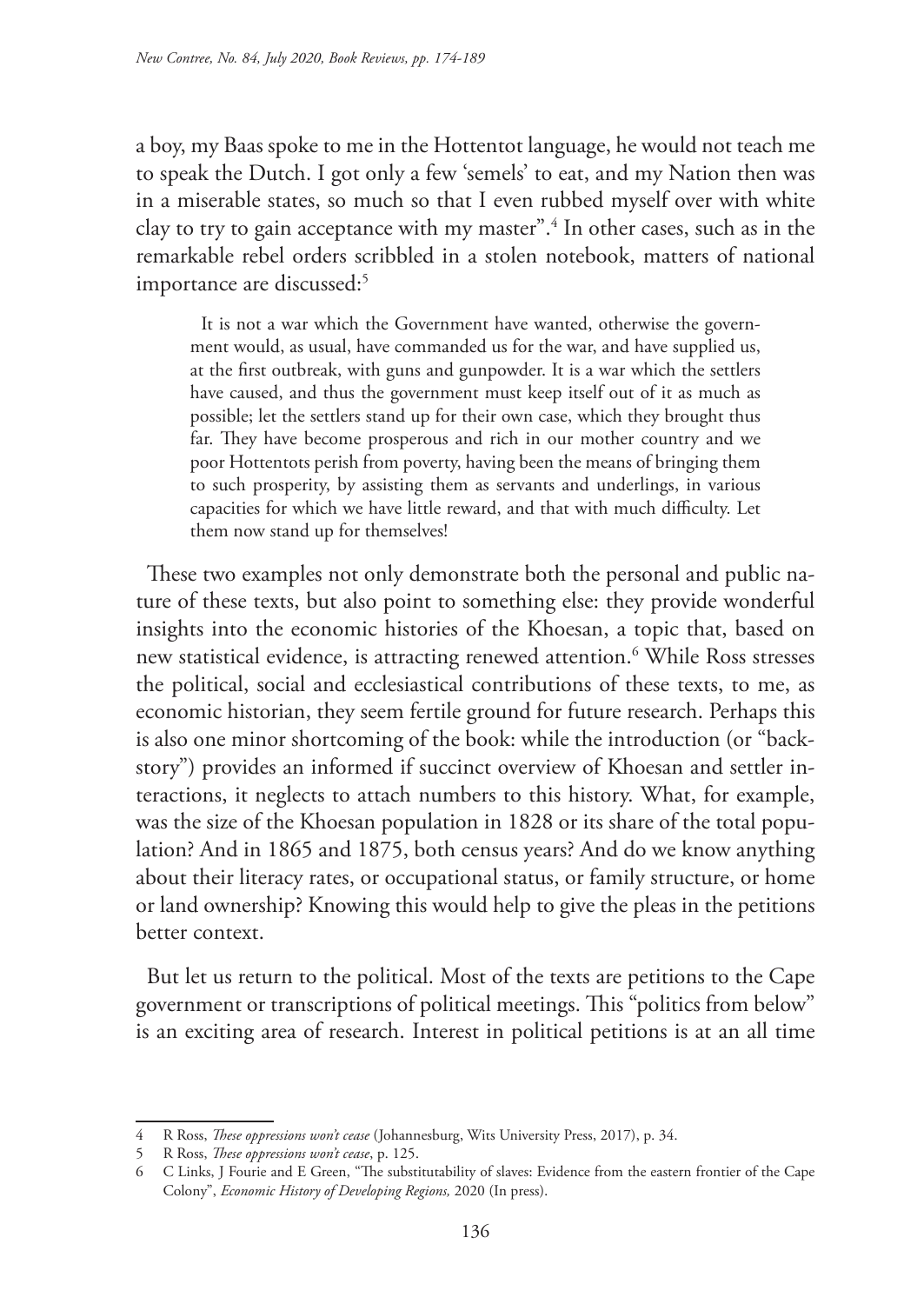a boy, my Baas spoke to me in the Hottentot language, he would not teach me to speak the Dutch. I got only a few 'semels' to eat, and my Nation then was in a miserable states, so much so that I even rubbed myself over with white clay to try to gain acceptance with my master".[4] In other cases, such as in the remarkable rebel orders scribbled in a stolen notebook, matters of national importance are discussed:[5]

> It is not a war which the Government have wanted, otherwise the government would, as usual, have commanded us for the war, and have supplied us, at the first outbreak, with guns and gunpowder. It is a war which the settlers have caused, and thus the government must keep itself out of it as much as possible; let the settlers stand up for their own case, which they brought thus far. They have become prosperous and rich in our mother country and we poor Hottentots perish from poverty, having been the means of bringing them to such prosperity, by assisting them as servants and underlings, in various capacities for which we have little reward, and that with much difficulty. Let them now stand up for themselves!

These two examples not only demonstrate both the personal and public nature of these texts, but also point to something else: they provide wonderful insights into the economic histories of the Khoesan, a topic that, based on new statistical evidence, is attracting renewed attention.[6] While Ross stresses the political, social and ecclesiastical contributions of these texts, to me, as economic historian, they seem fertile ground for future research. Perhaps this is also one minor shortcoming of the book: while the introduction (or "backstory") provides an informed if succinct overview of Khoesan and settler interactions, it neglects to attach numbers to this history. What, for example, was the size of the Khoesan population in 1828 or its share of the total population? And in 1865 and 1875, both census years? And do we know anything about their literacy rates, or occupational status, or family structure, or home or land ownership? Knowing this would help to give the pleas in the petitions better context.

But let us return to the political. Most of the texts are petitions to the Cape government or transcriptions of political meetings. This "politics from below" is an exciting area of research. Interest in political petitions is at an all time

---

4 R Ross, *These oppressions won't cease* (Johannesburg, Wits University Press, 2017), p. 34.

5 R Ross, *These oppressions won't cease*, p. 125.

6 C Links, J Fourie and E Green, "The substitutability of slaves: Evidence from the eastern frontier of the Cape Colony", *Economic History of Developing Regions,* 2020 (In press).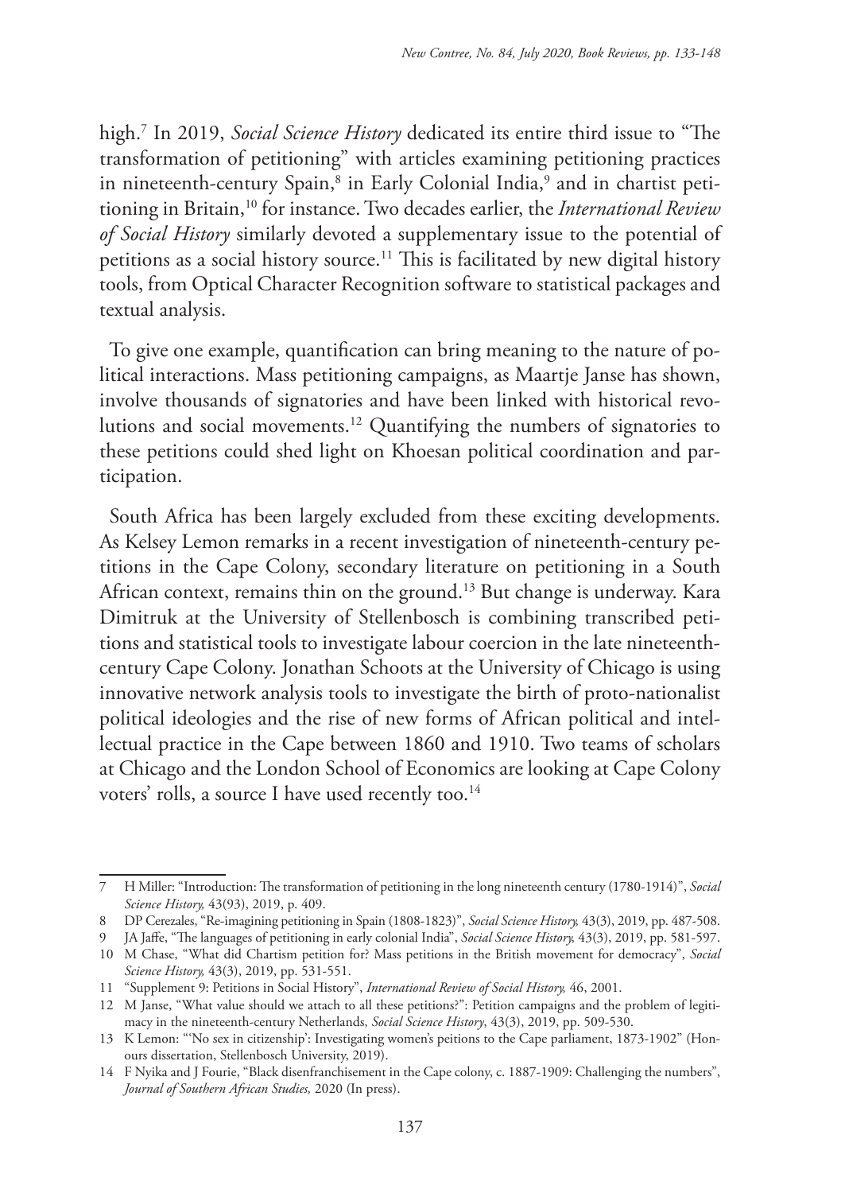high.[7] In 2019, *Social Science History* dedicated its entire third issue to "The transformation of petitioning" with articles examining petitioning practices in nineteenth-century Spain,[8] in Early Colonial India,[9] and in chartist petitioning in Britain,[10] for instance. Two decades earlier, the *International Review of Social History* similarly devoted a supplementary issue to the potential of petitions as a social history source.[11] This is facilitated by new digital history tools, from Optical Character Recognition software to statistical packages and textual analysis.

To give one example, quantification can bring meaning to the nature of political interactions. Mass petitioning campaigns, as Maartje Janse has shown, involve thousands of signatories and have been linked with historical revolutions and social movements.[12] Quantifying the numbers of signatories to these petitions could shed light on Khoesan political coordination and participation.

South Africa has been largely excluded from these exciting developments. As Kelsey Lemon remarks in a recent investigation of nineteenth-century petitions in the Cape Colony, secondary literature on petitioning in a South African context, remains thin on the ground.[13] But change is underway. Kara Dimitruk at the University of Stellenbosch is combining transcribed petitions and statistical tools to investigate labour coercion in the late nineteenth-century Cape Colony. Jonathan Schoots at the University of Chicago is using innovative network analysis tools to investigate the birth of proto-nationalist political ideologies and the rise of new forms of African political and intellectual practice in the Cape between 1860 and 1910. Two teams of scholars at Chicago and the London School of Economics are looking at Cape Colony voters' rolls, a source I have used recently too.[14]

---

7 H Miller: "Introduction: The transformation of petitioning in the long nineteenth century (1780-1914)", *Social Science History,* 43(93), 2019, p. 409.

8 DP Cerezales, "Re-imagining petitioning in Spain (1808-1823)", *Social Science History,* 43(3), 2019, pp. 487-508.

9 JA Jaffe, "The languages of petitioning in early colonial India", *Social Science History,* 43(3), 2019, pp. 581-597.

10 M Chase, "What did Chartism petition for? Mass petitions in the British movement for democracy", *Social Science History,* 43(3), 2019, pp. 531-551.

11 "Supplement 9: Petitions in Social History", *International Review of Social History,* 46, 2001.

12 M Janse, "What value should we attach to all these petitions?": Petition campaigns and the problem of legitimacy in the nineteenth-century Netherlands, *Social Science History*, 43(3), 2019, pp. 509-530.

13 K Lemon: "'No sex in citizenship': Investigating women's peitions to the Cape parliament, 1873-1902" (Honours dissertation, Stellenbosch University, 2019).

14 F Nyika and J Fourie, "Black disenfranchisement in the Cape colony, c. 1887-1909: Challenging the numbers", *Journal of Southern African Studies,* 2020 (In press).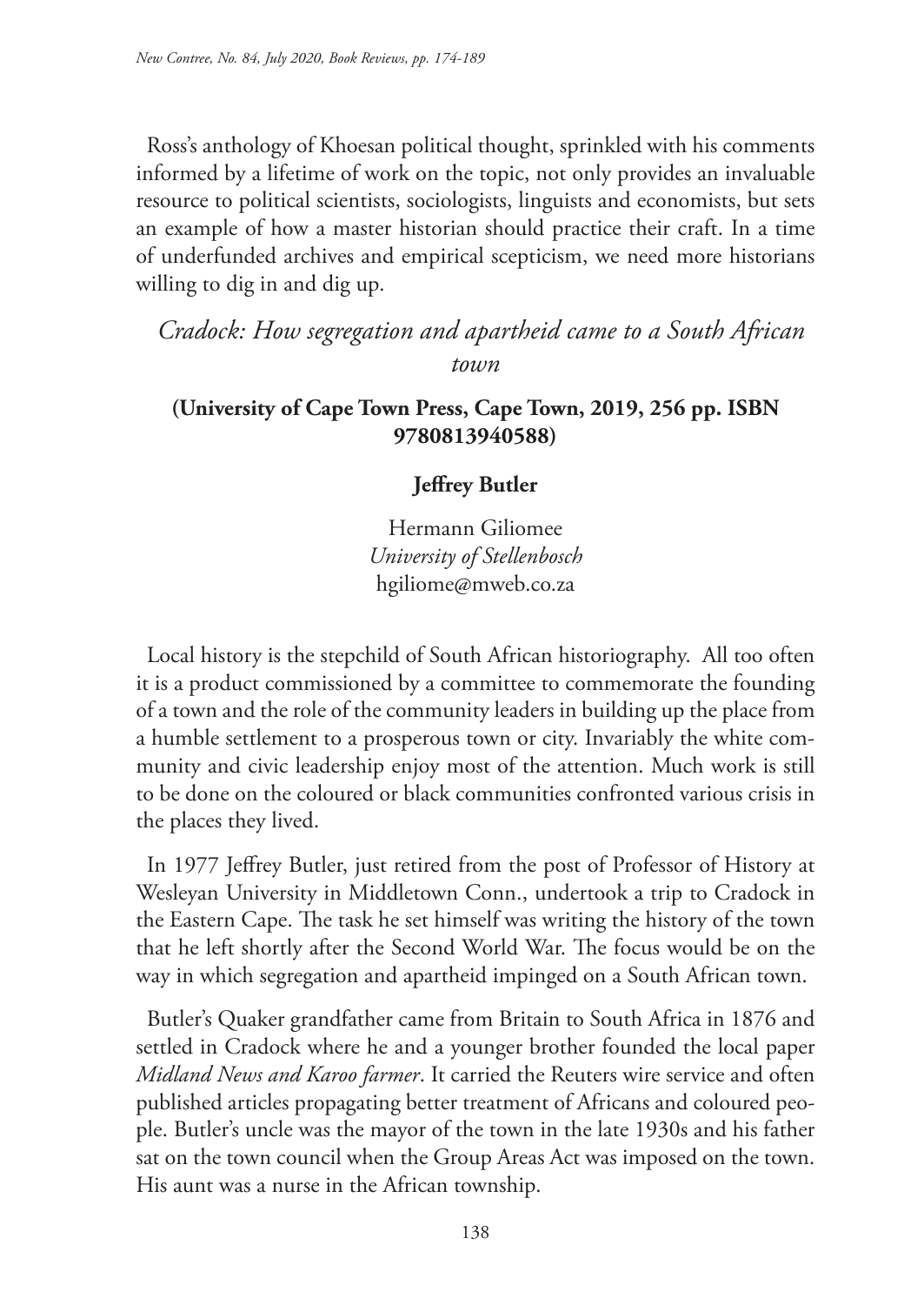Ross's anthology of Khoesan political thought, sprinkled with his comments informed by a lifetime of work on the topic, not only provides an invaluable resource to political scientists, sociologists, linguists and economists, but sets an example of how a master historian should practice their craft. In a time of underfunded archives and empirical scepticism, we need more historians willing to dig in and dig up.

## *Cradock: How segregation and apartheid came to a South African town*

### (University of Cape Town Press, Cape Town, 2019, 256 pp. ISBN 9780813940588)

**Jeffrey Butler**

Hermann Giliomee
*University of Stellenbosch*
hgiliome@mweb.co.za

Local history is the stepchild of South African historiography. All too often it is a product commissioned by a committee to commemorate the founding of a town and the role of the community leaders in building up the place from a humble settlement to a prosperous town or city. Invariably the white community and civic leadership enjoy most of the attention. Much work is still to be done on the coloured or black communities confronted various crisis in the places they lived.

In 1977 Jeffrey Butler, just retired from the post of Professor of History at Wesleyan University in Middletown Conn., undertook a trip to Cradock in the Eastern Cape. The task he set himself was writing the history of the town that he left shortly after the Second World War. The focus would be on the way in which segregation and apartheid impinged on a South African town.

Butler's Quaker grandfather came from Britain to South Africa in 1876 and settled in Cradock where he and a younger brother founded the local paper *Midland News and Karoo farmer*. It carried the Reuters wire service and often published articles propagating better treatment of Africans and coloured people. Butler's uncle was the mayor of the town in the late 1930s and his father sat on the town council when the Group Areas Act was imposed on the town. His aunt was a nurse in the African township.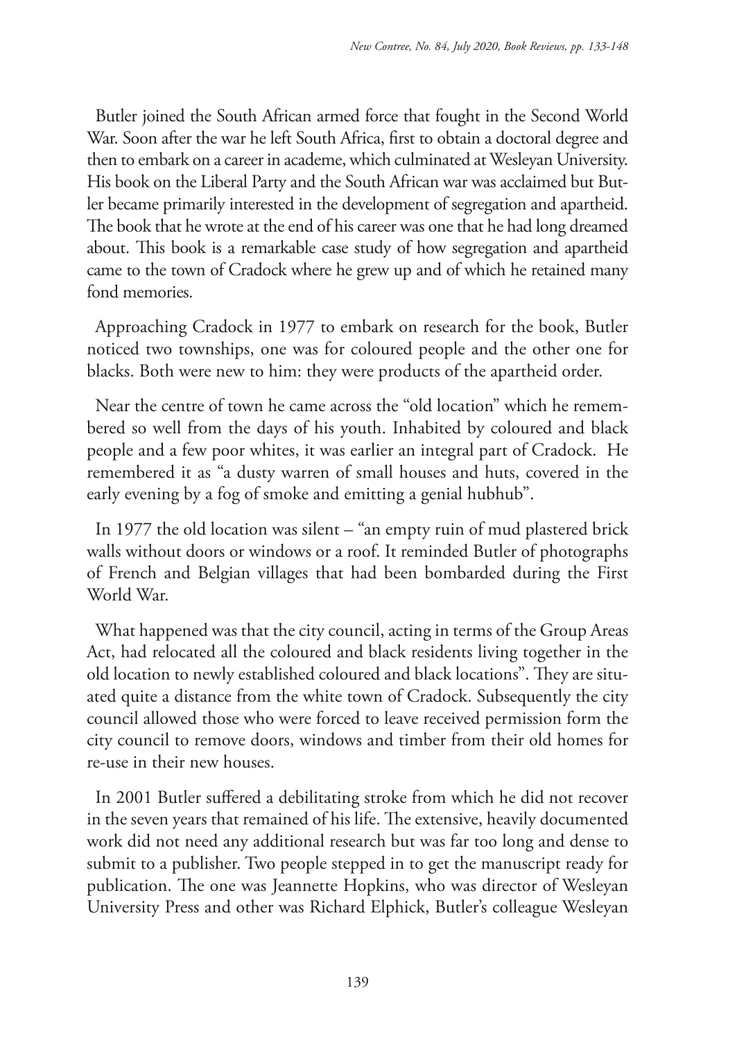Butler joined the South African armed force that fought in the Second World War. Soon after the war he left South Africa, first to obtain a doctoral degree and then to embark on a career in academe, which culminated at Wesleyan University. His book on the Liberal Party and the South African war was acclaimed but Butler became primarily interested in the development of segregation and apartheid. The book that he wrote at the end of his career was one that he had long dreamed about. This book is a remarkable case study of how segregation and apartheid came to the town of Cradock where he grew up and of which he retained many fond memories.

Approaching Cradock in 1977 to embark on research for the book, Butler noticed two townships, one was for coloured people and the other one for blacks. Both were new to him: they were products of the apartheid order.

Near the centre of town he came across the "old location" which he remembered so well from the days of his youth. Inhabited by coloured and black people and a few poor whites, it was earlier an integral part of Cradock. He remembered it as "a dusty warren of small houses and huts, covered in the early evening by a fog of smoke and emitting a genial hubhub".

In 1977 the old location was silent – "an empty ruin of mud plastered brick walls without doors or windows or a roof. It reminded Butler of photographs of French and Belgian villages that had been bombarded during the First World War.

What happened was that the city council, acting in terms of the Group Areas Act, had relocated all the coloured and black residents living together in the old location to newly established coloured and black locations". They are situated quite a distance from the white town of Cradock. Subsequently the city council allowed those who were forced to leave received permission form the city council to remove doors, windows and timber from their old homes for re-use in their new houses.

In 2001 Butler suffered a debilitating stroke from which he did not recover in the seven years that remained of his life. The extensive, heavily documented work did not need any additional research but was far too long and dense to submit to a publisher. Two people stepped in to get the manuscript ready for publication. The one was Jeannette Hopkins, who was director of Wesleyan University Press and other was Richard Elphick, Butler's colleague Wesleyan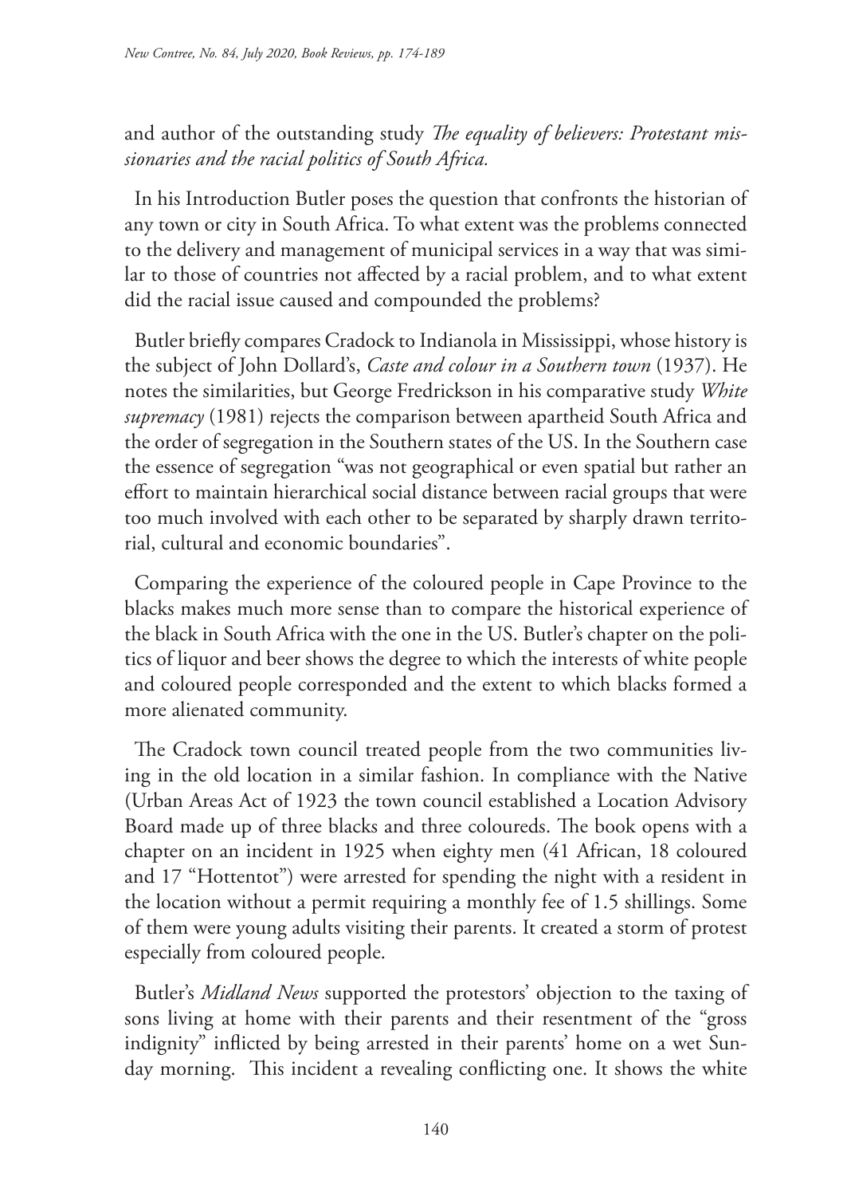and author of the outstanding study *The equality of believers: Protestant missionaries and the racial politics of South Africa.*

In his Introduction Butler poses the question that confronts the historian of any town or city in South Africa. To what extent was the problems connected to the delivery and management of municipal services in a way that was similar to those of countries not affected by a racial problem, and to what extent did the racial issue caused and compounded the problems?

Butler briefly compares Cradock to Indianola in Mississippi, whose history is the subject of John Dollard's, *Caste and colour in a Southern town* (1937). He notes the similarities, but George Fredrickson in his comparative study *White supremacy* (1981) rejects the comparison between apartheid South Africa and the order of segregation in the Southern states of the US. In the Southern case the essence of segregation "was not geographical or even spatial but rather an effort to maintain hierarchical social distance between racial groups that were too much involved with each other to be separated by sharply drawn territorial, cultural and economic boundaries".

Comparing the experience of the coloured people in Cape Province to the blacks makes much more sense than to compare the historical experience of the black in South Africa with the one in the US. Butler's chapter on the politics of liquor and beer shows the degree to which the interests of white people and coloured people corresponded and the extent to which blacks formed a more alienated community.

The Cradock town council treated people from the two communities living in the old location in a similar fashion. In compliance with the Native (Urban Areas Act of 1923 the town council established a Location Advisory Board made up of three blacks and three coloureds. The book opens with a chapter on an incident in 1925 when eighty men (41 African, 18 coloured and 17 "Hottentot") were arrested for spending the night with a resident in the location without a permit requiring a monthly fee of 1.5 shillings. Some of them were young adults visiting their parents. It created a storm of protest especially from coloured people.

Butler's *Midland News* supported the protestors' objection to the taxing of sons living at home with their parents and their resentment of the "gross indignity" inflicted by being arrested in their parents' home on a wet Sunday morning. This incident a revealing conflicting one. It shows the white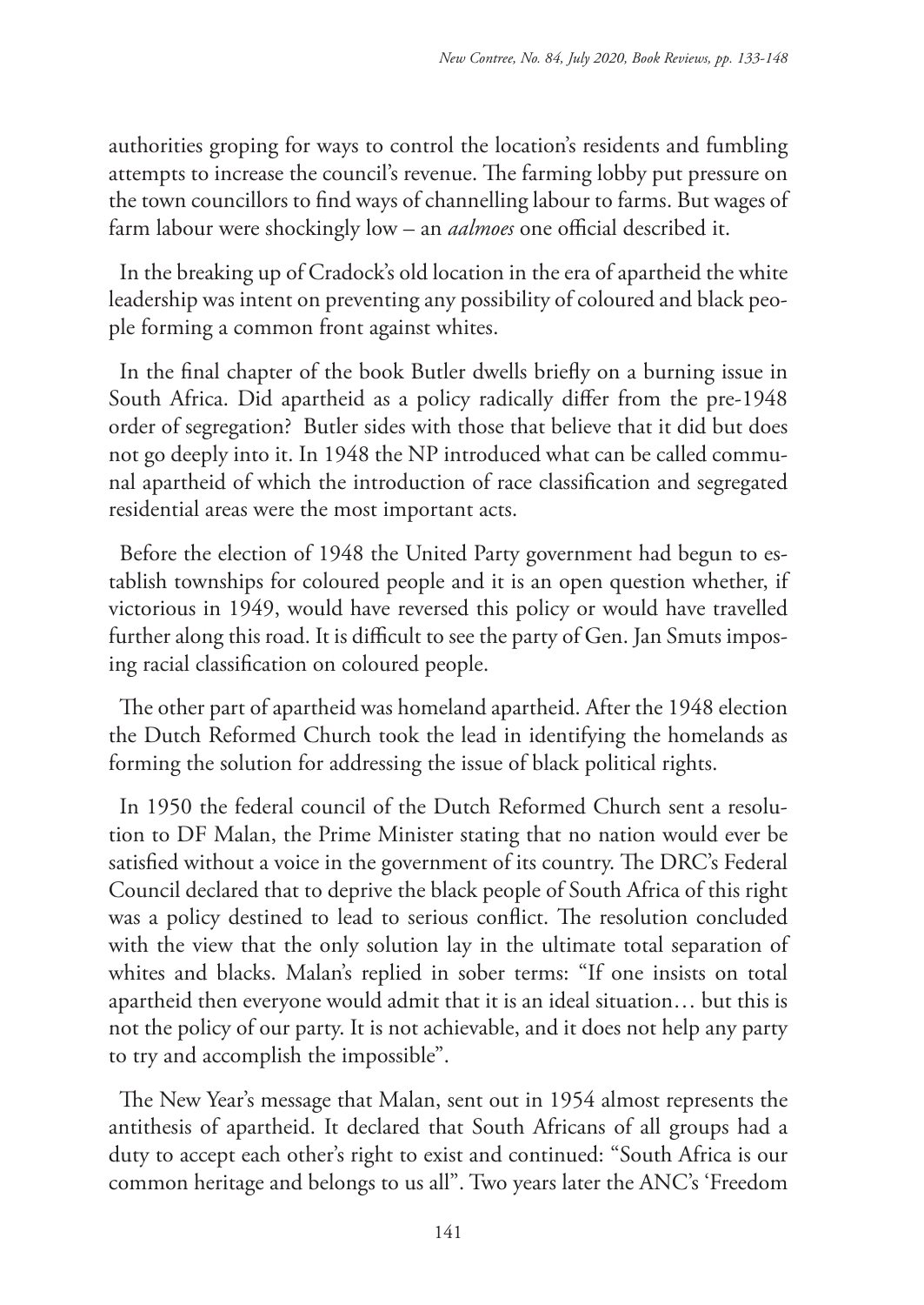authorities groping for ways to control the location's residents and fumbling attempts to increase the council's revenue. The farming lobby put pressure on the town councillors to find ways of channelling labour to farms. But wages of farm labour were shockingly low – an *aalmoes* one official described it.

In the breaking up of Cradock's old location in the era of apartheid the white leadership was intent on preventing any possibility of coloured and black people forming a common front against whites.

In the final chapter of the book Butler dwells briefly on a burning issue in South Africa. Did apartheid as a policy radically differ from the pre-1948 order of segregation? Butler sides with those that believe that it did but does not go deeply into it. In 1948 the NP introduced what can be called communal apartheid of which the introduction of race classification and segregated residential areas were the most important acts.

Before the election of 1948 the United Party government had begun to establish townships for coloured people and it is an open question whether, if victorious in 1949, would have reversed this policy or would have travelled further along this road. It is difficult to see the party of Gen. Jan Smuts imposing racial classification on coloured people.

The other part of apartheid was homeland apartheid. After the 1948 election the Dutch Reformed Church took the lead in identifying the homelands as forming the solution for addressing the issue of black political rights.

In 1950 the federal council of the Dutch Reformed Church sent a resolution to DF Malan, the Prime Minister stating that no nation would ever be satisfied without a voice in the government of its country. The DRC's Federal Council declared that to deprive the black people of South Africa of this right was a policy destined to lead to serious conflict. The resolution concluded with the view that the only solution lay in the ultimate total separation of whites and blacks. Malan's replied in sober terms: "If one insists on total apartheid then everyone would admit that it is an ideal situation… but this is not the policy of our party. It is not achievable, and it does not help any party to try and accomplish the impossible".

The New Year's message that Malan, sent out in 1954 almost represents the antithesis of apartheid. It declared that South Africans of all groups had a duty to accept each other's right to exist and continued: "South Africa is our common heritage and belongs to us all". Two years later the ANC's 'Freedom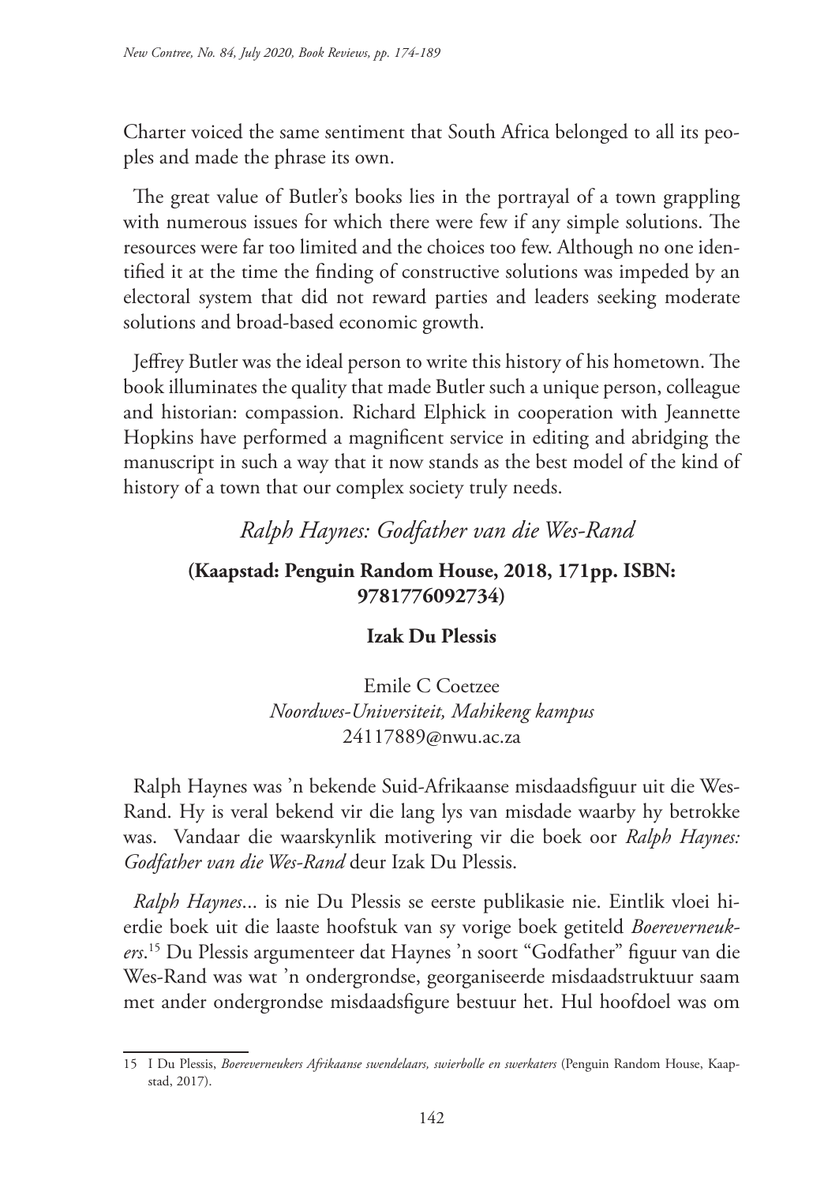Charter voiced the same sentiment that South Africa belonged to all its peoples and made the phrase its own.

The great value of Butler's books lies in the portrayal of a town grappling with numerous issues for which there were few if any simple solutions. The resources were far too limited and the choices too few. Although no one identified it at the time the finding of constructive solutions was impeded by an electoral system that did not reward parties and leaders seeking moderate solutions and broad-based economic growth.

Jeffrey Butler was the ideal person to write this history of his hometown. The book illuminates the quality that made Butler such a unique person, colleague and historian: compassion. Richard Elphick in cooperation with Jeannette Hopkins have performed a magnificent service in editing and abridging the manuscript in such a way that it now stands as the best model of the kind of history of a town that our complex society truly needs.

## *Ralph Haynes: Godfather van die Wes-Rand*

**(Kaapstad: Penguin Random House, 2018, 171pp. ISBN: 9781776092734)**

**Izak Du Plessis**

Emile C Coetzee
*Noordwes-Universiteit, Mahikeng kampus*
24117889@nwu.ac.za

Ralph Haynes was 'n bekende Suid-Afrikaanse misdaadsfiguur uit die Wes-Rand. Hy is veral bekend vir die lang lys van misdade waarby hy betrokke was. Vandaar die waarskynlik motivering vir die boek oor *Ralph Haynes: Godfather van die Wes-Rand* deur Izak Du Plessis.

*Ralph Haynes*... is nie Du Plessis se eerste publikasie nie. Eintlik vloei hierdie boek uit die laaste hoofstuk van sy vorige boek getiteld *Boereverneukers*.[15] Du Plessis argumenteer dat Haynes 'n soort "Godfather" figuur van die Wes-Rand was wat 'n ondergrondse, georganiseerde misdaadstruktuur saam met ander ondergrondse misdaadsfigure bestuur het. Hul hoofdoel was om

---

15 I Du Plessis, *Boereverneukers Afrikaanse swendelaars, swierbolle en swerkaters* (Penguin Random House, Kaapstad, 2017).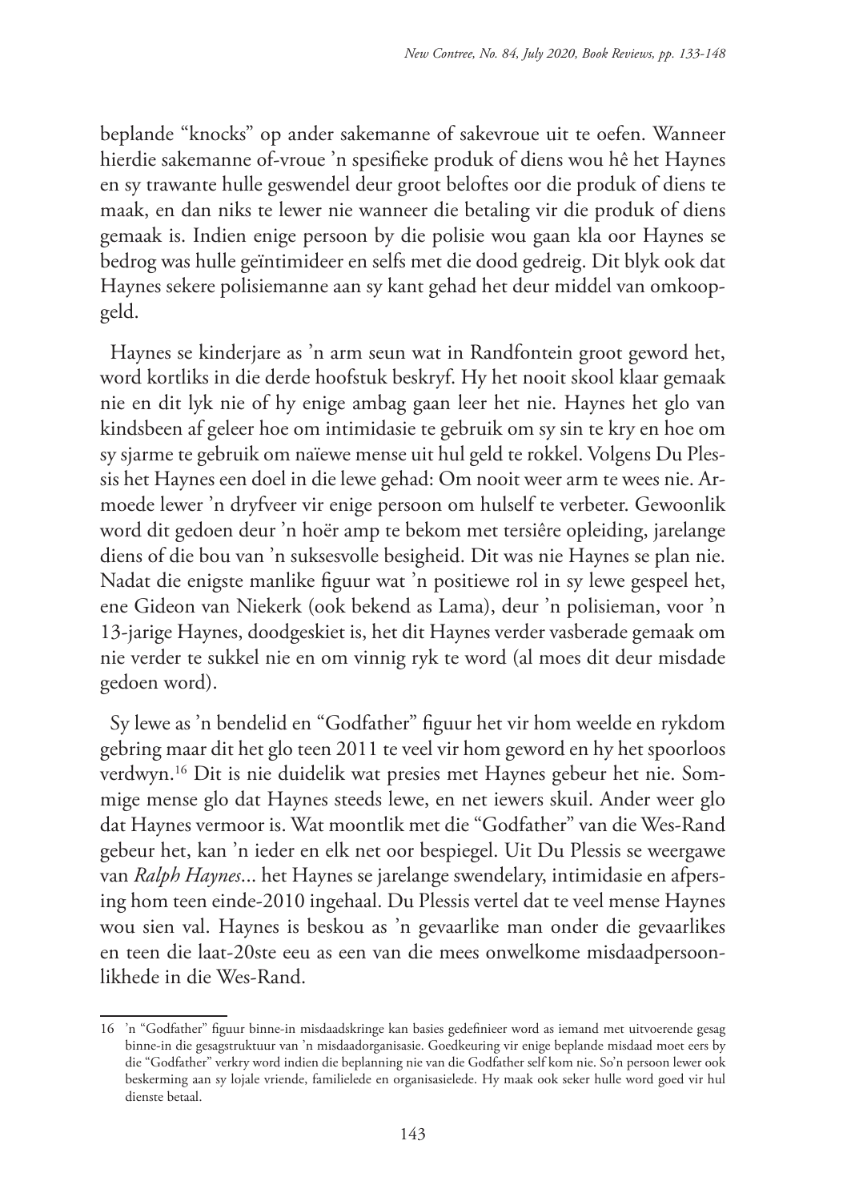beplande "knocks" op ander sakemanne of sakevroue uit te oefen. Wanneer hierdie sakemanne of-vroue 'n spesifieke produk of diens wou hê het Haynes en sy trawante hulle geswendel deur groot beloftes oor die produk of diens te maak, en dan niks te lewer nie wanneer die betaling vir die produk of diens gemaak is. Indien enige persoon by die polisie wou gaan kla oor Haynes se bedrog was hulle geïntimideer en selfs met die dood gedreig. Dit blyk ook dat Haynes sekere polisiemanne aan sy kant gehad het deur middel van omkoopgeld.

Haynes se kinderjare as 'n arm seun wat in Randfontein groot geword het, word kortliks in die derde hoofstuk beskryf. Hy het nooit skool klaar gemaak nie en dit lyk nie of hy enige ambag gaan leer het nie. Haynes het glo van kindsbeen af geleer hoe om intimidasie te gebruik om sy sin te kry en hoe om sy sjarme te gebruik om naïewe mense uit hul geld te rokkel. Volgens Du Plessis het Haynes een doel in die lewe gehad: Om nooit weer arm te wees nie. Armoede lewer 'n dryfveer vir enige persoon om hulself te verbeter. Gewoonlik word dit gedoen deur 'n hoër amp te bekom met tersiêre opleiding, jarelange diens of die bou van 'n suksesvolle besigheid. Dit was nie Haynes se plan nie. Nadat die enigste manlike figuur wat 'n positiewe rol in sy lewe gespeel het, ene Gideon van Niekerk (ook bekend as Lama), deur 'n polisieman, voor 'n 13-jarige Haynes, doodgeskiet is, het dit Haynes verder vasberade gemaak om nie verder te sukkel nie en om vinnig ryk te word (al moes dit deur misdade gedoen word).

Sy lewe as 'n bendelid en "Godfather" figuur het vir hom weelde en rykdom gebring maar dit het glo teen 2011 te veel vir hom geword en hy het spoorloos verdwyn.[16] Dit is nie duidelik wat presies met Haynes gebeur het nie. Sommige mense glo dat Haynes steeds lewe, en net iewers skuil. Ander weer glo dat Haynes vermoor is. Wat moontlik met die "Godfather" van die Wes-Rand gebeur het, kan 'n ieder en elk net oor bespiegel. Uit Du Plessis se weergawe van *Ralph Haynes*... het Haynes se jarelange swendelary, intimidasie en afpersing hom teen einde-2010 ingehaal. Du Plessis vertel dat te veel mense Haynes wou sien val. Haynes is beskou as 'n gevaarlike man onder die gevaarlikes en teen die laat-20ste eeu as een van die mees onwelkome misdaadpersoonlikhede in die Wes-Rand.

16 'n "Godfather" figuur binne-in misdaadskringe kan basies gedefinieer word as iemand met uitvoerende gesag binne-in die gesagstruktuur van 'n misdaadorganisasie. Goedkeuring vir enige beplande misdaad moet eers by die "Godfather" verkry word indien die beplanning nie van die Godfather self kom nie. So'n persoon lewer ook beskerming aan sy lojale vriende, familielede en organisasielede. Hy maak ook seker hulle word goed vir hul dienste betaal.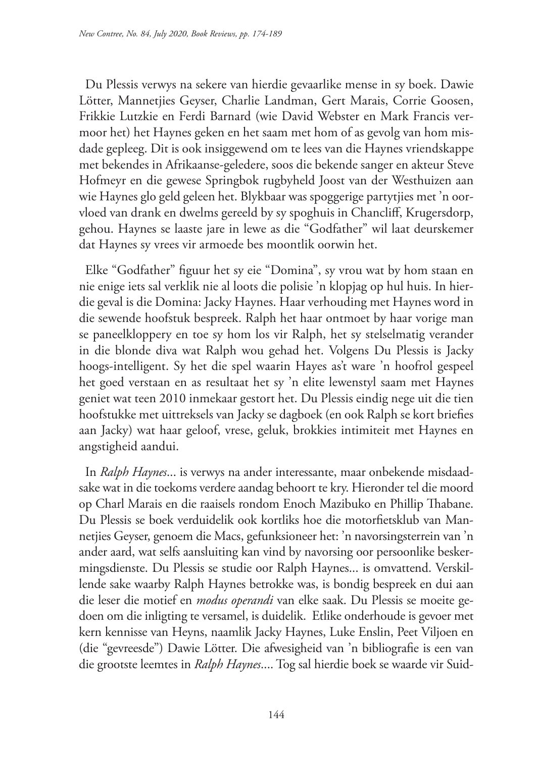Du Plessis verwys na sekere van hierdie gevaarlike mense in sy boek. Dawie Lötter, Mannetjies Geyser, Charlie Landman, Gert Marais, Corrie Goosen, Frikkie Lutzkie en Ferdi Barnard (wie David Webster en Mark Francis vermoor het) het Haynes geken en het saam met hom of as gevolg van hom misdade gepleeg. Dit is ook insiggewend om te lees van die Haynes vriendskappe met bekendes in Afrikaanse-geledere, soos die bekende sanger en akteur Steve Hofmeyr en die gewese Springbok rugbyheld Joost van der Westhuizen aan wie Haynes glo geld geleen het. Blykbaar was spoggerige partytjies met 'n oorvloed van drank en dwelms gereeld by sy spoghuis in Chancliff, Krugersdorp, gehou. Haynes se laaste jare in lewe as die "Godfather" wil laat deurskemer dat Haynes sy vrees vir armoede bes moontlik oorwin het.

Elke "Godfather" figuur het sy eie "Domina", sy vrou wat by hom staan en nie enige iets sal verklik nie al loots die polisie 'n klopjag op hul huis. In hierdie geval is die Domina: Jacky Haynes. Haar verhouding met Haynes word in die sewende hoofstuk bespreek. Ralph het haar ontmoet by haar vorige man se paneelkloppery en toe sy hom los vir Ralph, het sy stelselmatig verander in die blonde diva wat Ralph wou gehad het. Volgens Du Plessis is Jacky hoogs-intelligent. Sy het die spel waarin Hayes as't ware 'n hoofrol gespeel het goed verstaan en as resultaat het sy 'n elite lewenstyl saam met Haynes geniet wat teen 2010 inmekaar gestort het. Du Plessis eindig nege uit die tien hoofstukke met uittreksels van Jacky se dagboek (en ook Ralph se kort briefies aan Jacky) wat haar geloof, vrese, geluk, brokkies intimiteit met Haynes en angstigheid aandui.

In *Ralph Haynes*... is verwys na ander interessante, maar onbekende misdaadsake wat in die toekoms verdere aandag behoort te kry. Hieronder tel die moord op Charl Marais en die raaisels rondom Enoch Mazibuko en Phillip Thabane. Du Plessis se boek verduidelik ook kortliks hoe die motorfietsklub van Mannetjies Geyser, genoem die Macs, gefunksioneer het: 'n navorsingsterrein van 'n ander aard, wat selfs aansluiting kan vind by navorsing oor persoonlike beskermingsdienste. Du Plessis se studie oor Ralph Haynes... is omvattend. Verskillende sake waarby Ralph Haynes betrokke was, is bondig bespreek en dui aan die leser die motief en *modus operandi* van elke saak. Du Plessis se moeite gedoen om die inligting te versamel, is duidelik. Etlike onderhoude is gevoer met kern kennisse van Heyns, naamlik Jacky Haynes, Luke Enslin, Peet Viljoen en (die "gevreesde") Dawie Lötter. Die afwesigheid van 'n bibliografie is een van die grootste leemtes in *Ralph Haynes*.... Tog sal hierdie boek se waarde vir Suid-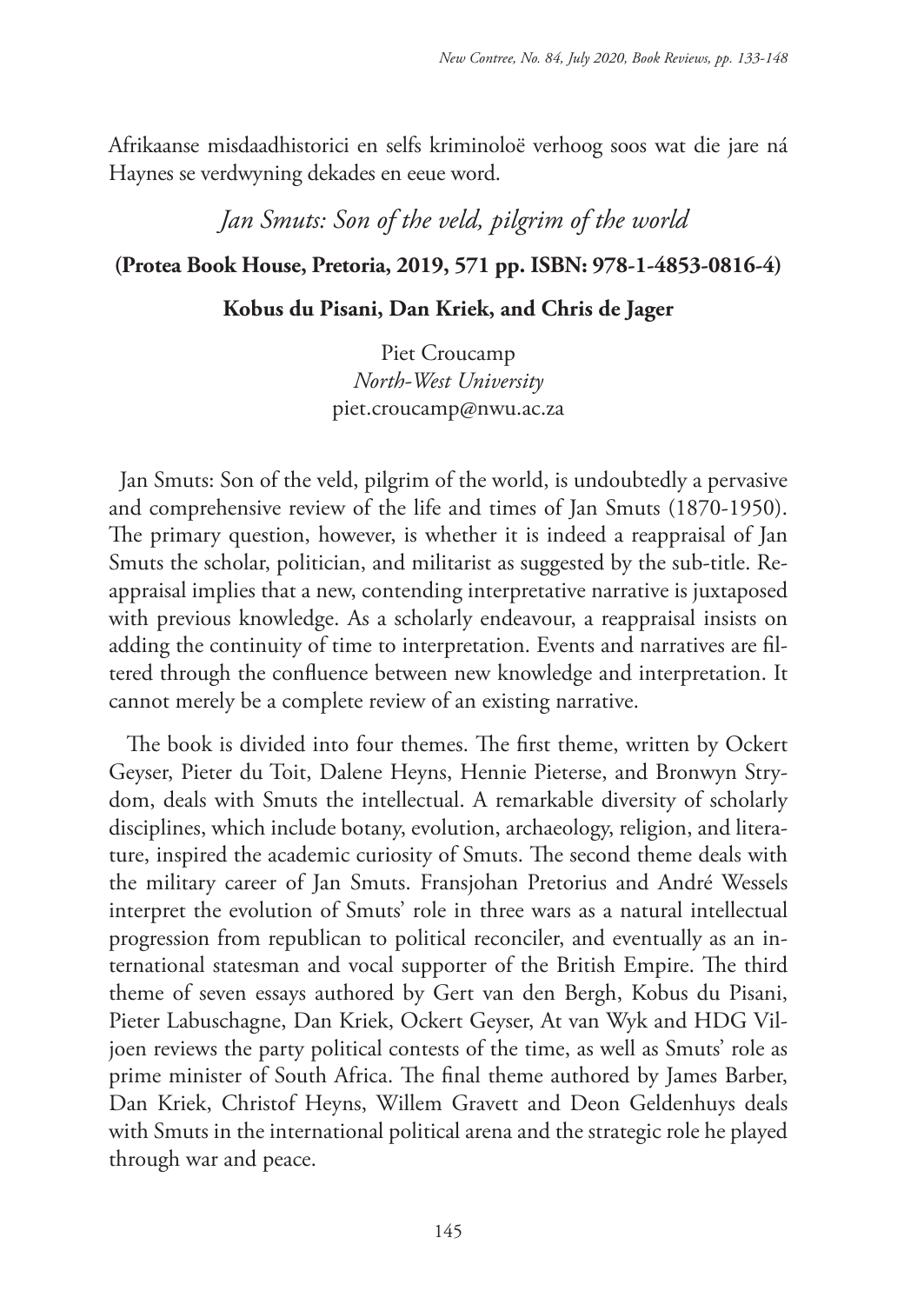Afrikaanse misdaadhistorici en selfs kriminoloë verhoog soos wat die jare ná Haynes se verdwyning dekades en eeue word.

## *Jan Smuts: Son of the veld, pilgrim of the world*

**(Protea Book House, Pretoria, 2019, 571 pp. ISBN: 978-1-4853-0816-4)**

**Kobus du Pisani, Dan Kriek, and Chris de Jager**

Piet Croucamp
*North-West University*
piet.croucamp@nwu.ac.za

Jan Smuts: Son of the veld, pilgrim of the world, is undoubtedly a pervasive and comprehensive review of the life and times of Jan Smuts (1870-1950). The primary question, however, is whether it is indeed a reappraisal of Jan Smuts the scholar, politician, and militarist as suggested by the sub-title. Reappraisal implies that a new, contending interpretative narrative is juxtaposed with previous knowledge. As a scholarly endeavour, a reappraisal insists on adding the continuity of time to interpretation. Events and narratives are filtered through the confluence between new knowledge and interpretation. It cannot merely be a complete review of an existing narrative.

The book is divided into four themes. The first theme, written by Ockert Geyser, Pieter du Toit, Dalene Heyns, Hennie Pieterse, and Bronwyn Strydom, deals with Smuts the intellectual. A remarkable diversity of scholarly disciplines, which include botany, evolution, archaeology, religion, and literature, inspired the academic curiosity of Smuts. The second theme deals with the military career of Jan Smuts. Fransjohan Pretorius and André Wessels interpret the evolution of Smuts' role in three wars as a natural intellectual progression from republican to political reconciler, and eventually as an international statesman and vocal supporter of the British Empire. The third theme of seven essays authored by Gert van den Bergh, Kobus du Pisani, Pieter Labuschagne, Dan Kriek, Ockert Geyser, At van Wyk and HDG Viljoen reviews the party political contests of the time, as well as Smuts' role as prime minister of South Africa. The final theme authored by James Barber, Dan Kriek, Christof Heyns, Willem Gravett and Deon Geldenhuys deals with Smuts in the international political arena and the strategic role he played through war and peace.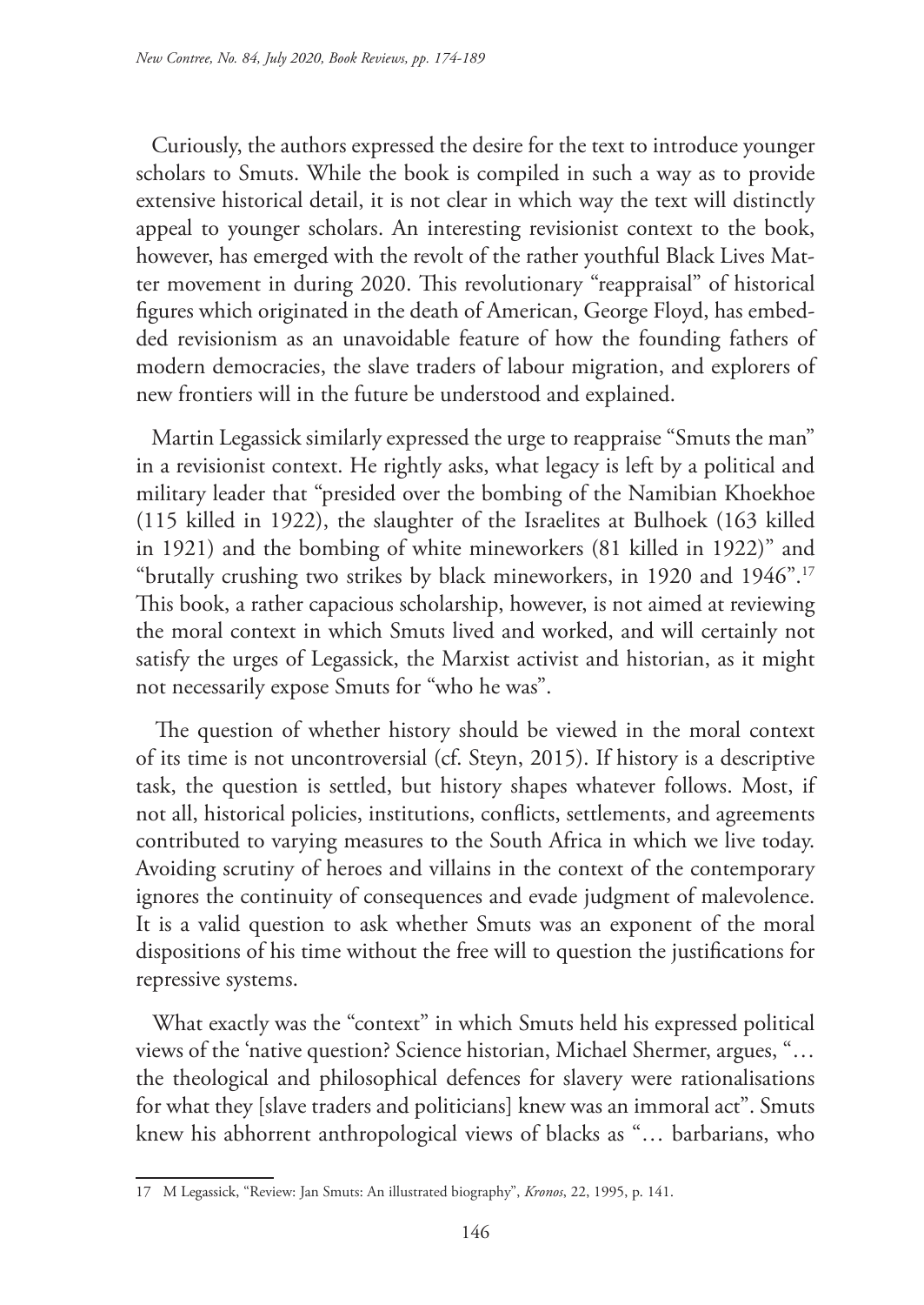Curiously, the authors expressed the desire for the text to introduce younger scholars to Smuts. While the book is compiled in such a way as to provide extensive historical detail, it is not clear in which way the text will distinctly appeal to younger scholars. An interesting revisionist context to the book, however, has emerged with the revolt of the rather youthful Black Lives Matter movement in during 2020. This revolutionary "reappraisal" of historical figures which originated in the death of American, George Floyd, has embedded revisionism as an unavoidable feature of how the founding fathers of modern democracies, the slave traders of labour migration, and explorers of new frontiers will in the future be understood and explained.

Martin Legassick similarly expressed the urge to reappraise "Smuts the man" in a revisionist context. He rightly asks, what legacy is left by a political and military leader that "presided over the bombing of the Namibian Khoekhoe (115 killed in 1922), the slaughter of the Israelites at Bulhoek (163 killed in 1921) and the bombing of white mineworkers (81 killed in 1922)" and "brutally crushing two strikes by black mineworkers, in 1920 and 1946".[17] This book, a rather capacious scholarship, however, is not aimed at reviewing the moral context in which Smuts lived and worked, and will certainly not satisfy the urges of Legassick, the Marxist activist and historian, as it might not necessarily expose Smuts for "who he was".

The question of whether history should be viewed in the moral context of its time is not uncontroversial (cf. Steyn, 2015). If history is a descriptive task, the question is settled, but history shapes whatever follows. Most, if not all, historical policies, institutions, conflicts, settlements, and agreements contributed to varying measures to the South Africa in which we live today. Avoiding scrutiny of heroes and villains in the context of the contemporary ignores the continuity of consequences and evade judgment of malevolence. It is a valid question to ask whether Smuts was an exponent of the moral dispositions of his time without the free will to question the justifications for repressive systems.

What exactly was the "context" in which Smuts held his expressed political views of the 'native question? Science historian, Michael Shermer, argues, "… the theological and philosophical defences for slavery were rationalisations for what they [slave traders and politicians] knew was an immoral act". Smuts knew his abhorrent anthropological views of blacks as "… barbarians, who

---

17 M Legassick, "Review: Jan Smuts: An illustrated biography", *Kronos*, 22, 1995, p. 141.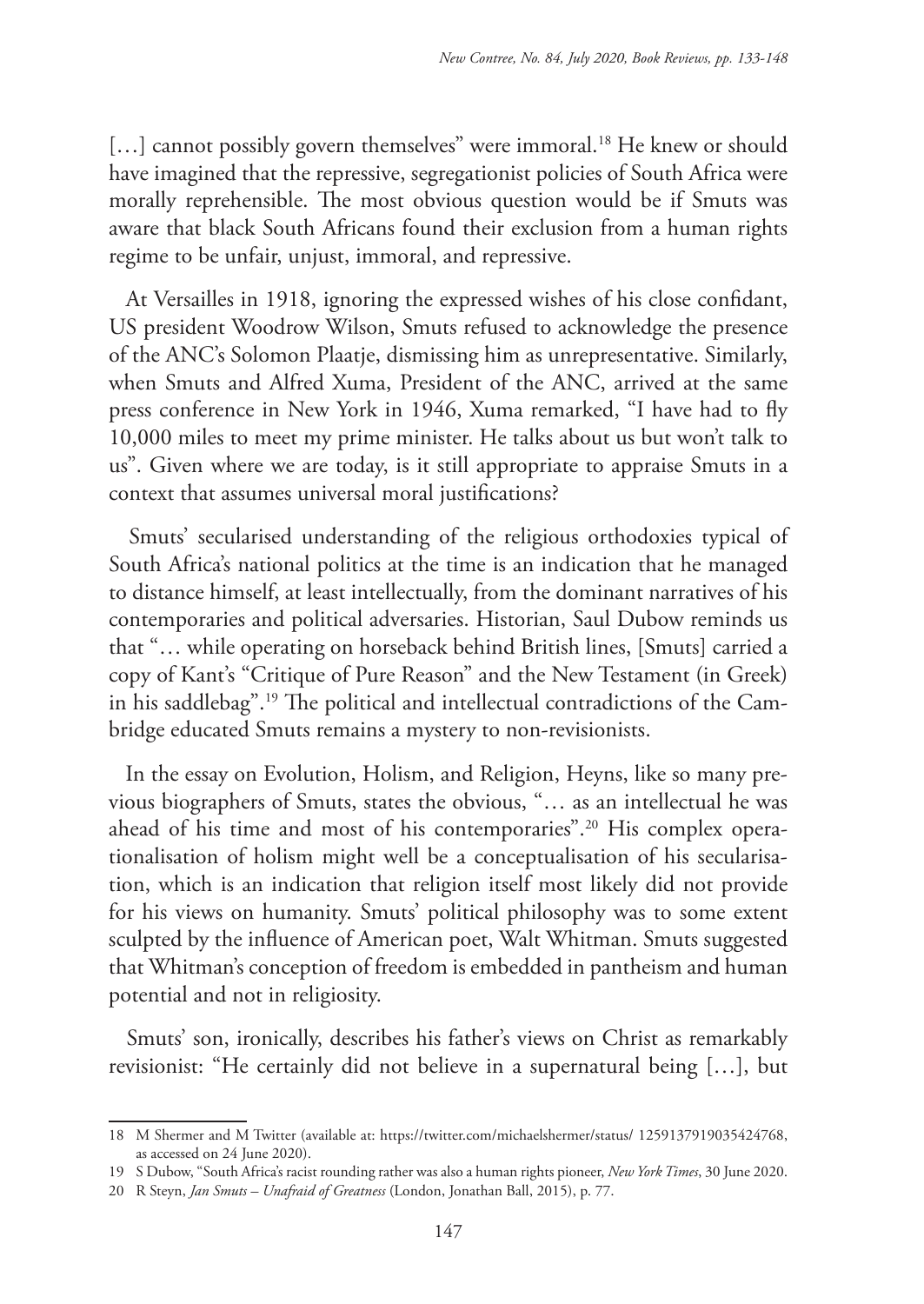[…] cannot possibly govern themselves" were immoral.[18] He knew or should have imagined that the repressive, segregationist policies of South Africa were morally reprehensible. The most obvious question would be if Smuts was aware that black South Africans found their exclusion from a human rights regime to be unfair, unjust, immoral, and repressive.

At Versailles in 1918, ignoring the expressed wishes of his close confidant, US president Woodrow Wilson, Smuts refused to acknowledge the presence of the ANC's Solomon Plaatje, dismissing him as unrepresentative. Similarly, when Smuts and Alfred Xuma, President of the ANC, arrived at the same press conference in New York in 1946, Xuma remarked, "I have had to fly 10,000 miles to meet my prime minister. He talks about us but won't talk to us". Given where we are today, is it still appropriate to appraise Smuts in a context that assumes universal moral justifications?

Smuts' secularised understanding of the religious orthodoxies typical of South Africa's national politics at the time is an indication that he managed to distance himself, at least intellectually, from the dominant narratives of his contemporaries and political adversaries. Historian, Saul Dubow reminds us that "… while operating on horseback behind British lines, [Smuts] carried a copy of Kant's "Critique of Pure Reason" and the New Testament (in Greek) in his saddlebag".[19] The political and intellectual contradictions of the Cambridge educated Smuts remains a mystery to non-revisionists.

In the essay on Evolution, Holism, and Religion, Heyns, like so many previous biographers of Smuts, states the obvious, "… as an intellectual he was ahead of his time and most of his contemporaries".[20] His complex operationalisation of holism might well be a conceptualisation of his secularisation, which is an indication that religion itself most likely did not provide for his views on humanity. Smuts' political philosophy was to some extent sculpted by the influence of American poet, Walt Whitman. Smuts suggested that Whitman's conception of freedom is embedded in pantheism and human potential and not in religiosity.

Smuts' son, ironically, describes his father's views on Christ as remarkably revisionist: "He certainly did not believe in a supernatural being […], but

---

18 M Shermer and M Twitter (available at: https://twitter.com/michaelshermer/status/ 1259137919035424768, as accessed on 24 June 2020).

19 S Dubow, "South Africa's racist rounding rather was also a human rights pioneer, *New York Times*, 30 June 2020.

20 R Steyn, *Jan Smuts – Unafraid of Greatness* (London, Jonathan Ball, 2015), p. 77.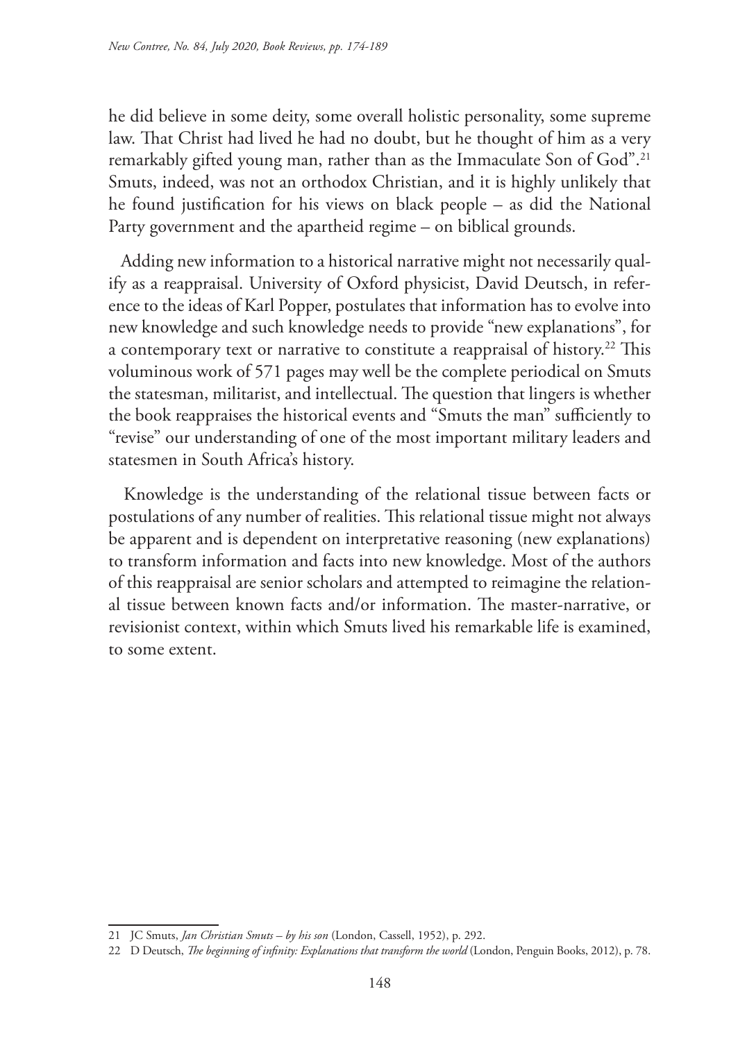he did believe in some deity, some overall holistic personality, some supreme law. That Christ had lived he had no doubt, but he thought of him as a very remarkably gifted young man, rather than as the Immaculate Son of God".[21] Smuts, indeed, was not an orthodox Christian, and it is highly unlikely that he found justification for his views on black people – as did the National Party government and the apartheid regime – on biblical grounds.

Adding new information to a historical narrative might not necessarily qualify as a reappraisal. University of Oxford physicist, David Deutsch, in reference to the ideas of Karl Popper, postulates that information has to evolve into new knowledge and such knowledge needs to provide "new explanations", for a contemporary text or narrative to constitute a reappraisal of history.[22] This voluminous work of 571 pages may well be the complete periodical on Smuts the statesman, militarist, and intellectual. The question that lingers is whether the book reappraises the historical events and "Smuts the man" sufficiently to "revise" our understanding of one of the most important military leaders and statesmen in South Africa's history.

Knowledge is the understanding of the relational tissue between facts or postulations of any number of realities. This relational tissue might not always be apparent and is dependent on interpretative reasoning (new explanations) to transform information and facts into new knowledge. Most of the authors of this reappraisal are senior scholars and attempted to reimagine the relational tissue between known facts and/or information. The master-narrative, or revisionist context, within which Smuts lived his remarkable life is examined, to some extent.

---

21 JC Smuts, *Jan Christian Smuts – by his son* (London, Cassell, 1952), p. 292.

22 D Deutsch, *The beginning of infinity: Explanations that transform the world* (London, Penguin Books, 2012), p. 78.